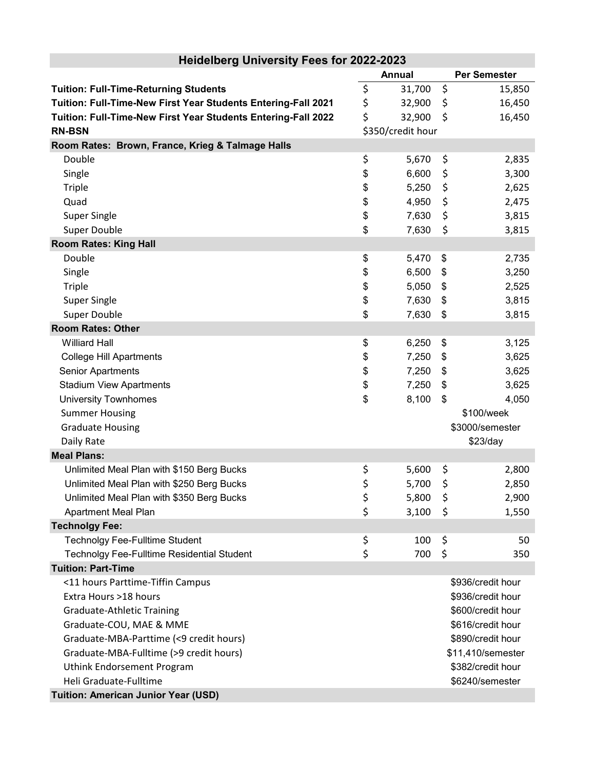| Heidelberg University Fees for 2022-2023 | | |
|---|---|---|
| | **Annual** | **Per Semester** |
| **Tuition: Full-Time-Returning Students** | $ 31,700 | $ 15,850 |
| **Tuition: Full-Time-New First Year Students Entering-Fall 2021** | $ 32,900 | $ 16,450 |
| **Tuition: Full-Time-New First Year Students Entering-Fall 2022** | $ 32,900 | $ 16,450 |
| **RN-BSN** | $350/credit hour | |
| **Room Rates: Brown, France, Krieg & Talmage Halls** | | |
| Double | $ 5,670 | $ 2,835 |
| Single | $ 6,600 | $ 3,300 |
| Triple | $ 5,250 | $ 2,625 |
| Quad | $ 4,950 | $ 2,475 |
| Super Single | $ 7,630 | $ 3,815 |
| Super Double | $ 7,630 | $ 3,815 |
| **Room Rates: King Hall** | | |
| Double | $ 5,470 | $ 2,735 |
| Single | $ 6,500 | $ 3,250 |
| Triple | $ 5,050 | $ 2,525 |
| Super Single | $ 7,630 | $ 3,815 |
| Super Double | $ 7,630 | $ 3,815 |
| **Room Rates: Other** | | |
| Williard Hall | $ 6,250 | $ 3,125 |
| College Hill Apartments | $ 7,250 | $ 3,625 |
| Senior Apartments | $ 7,250 | $ 3,625 |
| Stadium View Apartments | $ 7,250 | $ 3,625 |
| University Townhomes | $ 8,100 | $ 4,050 |
| Summer Housing | | $100/week |
| Graduate Housing | | $3000/semester |
| Daily Rate | | $23/day |
| **Meal Plans:** | | |
| Unlimited Meal Plan with $150 Berg Bucks | $ 5,600 | $ 2,800 |
| Unlimited Meal Plan with $250 Berg Bucks | $ 5,700 | $ 2,850 |
| Unlimited Meal Plan with $350 Berg Bucks | $ 5,800 | $ 2,900 |
| Apartment Meal Plan | $ 3,100 | $ 1,550 |
| **Technolgy Fee:** | | |
| Technolgy Fee-Fulltime Student | $ 100 | $ 50 |
| Technolgy Fee-Fulltime Residential Student | $ 700 | $ 350 |
| **Tuition: Part-Time** | | |
| <11 hours Parttime-Tiffin Campus | | $936/credit hour |
| Extra Hours >18 hours | | $936/credit hour |
| Graduate-Athletic Training | | $600/credit hour |
| Graduate-COU, MAE & MME | | $616/credit hour |
| Graduate-MBA-Parttime (<9 credit hours) | | $890/credit hour |
| Graduate-MBA-Fulltime (>9 credit hours) | | $11,410/semester |
| Uthink Endorsement Program | | $382/credit hour |
| Heli Graduate-Fulltime | | $6240/semester |
| **Tuition: American Junior Year (USD)** | | |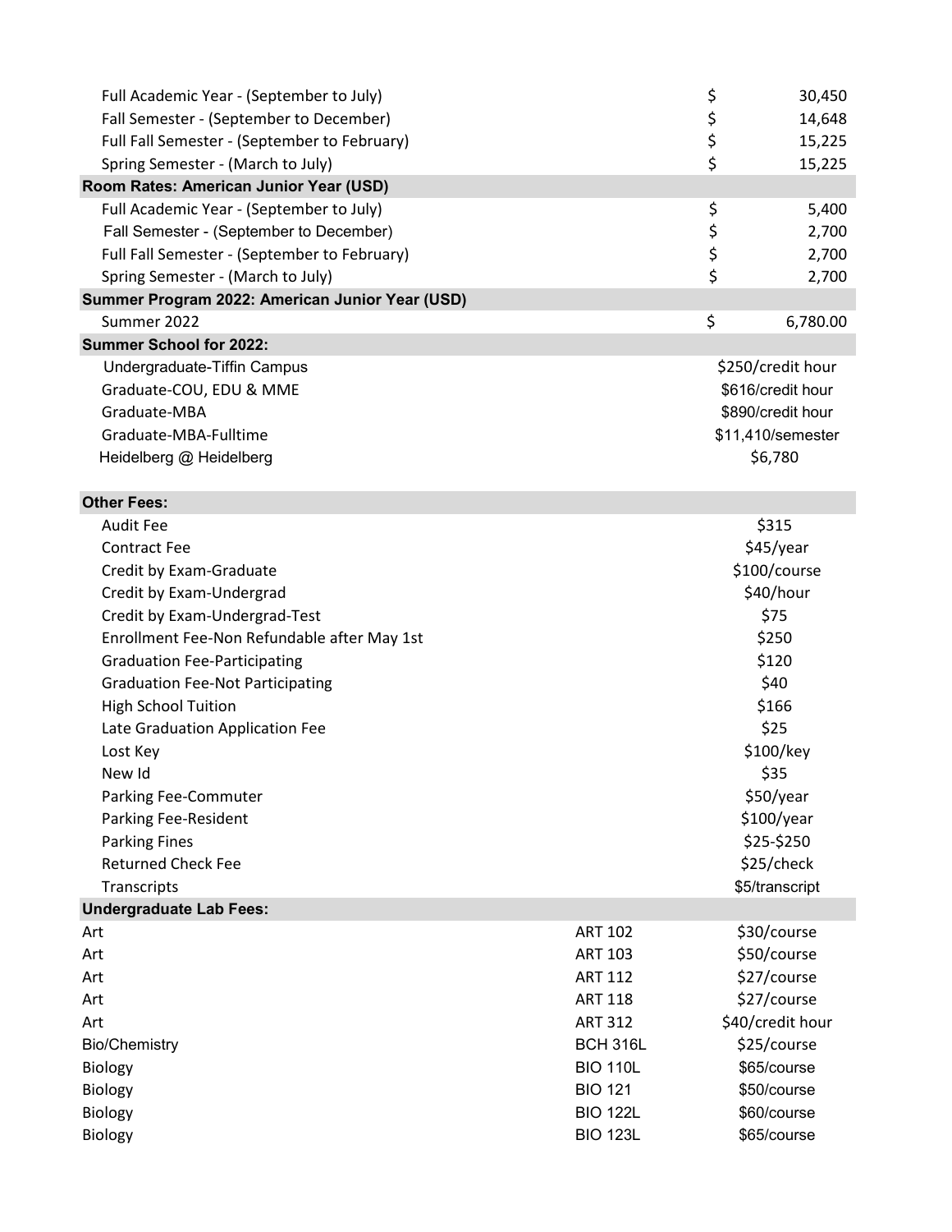| | | |
|---|---|---|
| Full Academic Year - (September to July) | | $ 30,450 |
| Fall Semester - (September to December) | | $ 14,648 |
| Full Fall Semester - (September to February) | | $ 15,225 |
| Spring Semester - (March to July) | | $ 15,225 |
| **Room Rates: American Junior Year (USD)** | | |
| Full Academic Year - (September to July) | | $ 5,400 |
| Fall Semester - (September to December) | | $ 2,700 |
| Full Fall Semester - (September to February) | | $ 2,700 |
| Spring Semester - (March to July) | | $ 2,700 |
| **Summer Program 2022: American Junior Year (USD)** | | |
| Summer 2022 | | $ 6,780.00 |
| **Summer School for 2022:** | | |
| Undergraduate-Tiffin Campus | | $250/credit hour |
| Graduate-COU, EDU & MME | | $616/credit hour |
| Graduate-MBA | | $890/credit hour |
| Graduate-MBA-Fulltime | | $11,410/semester |
| Heidelberg @ Heidelberg | | $6,780 |
| **Other Fees:** | | |
| Audit Fee | | $315 |
| Contract Fee | | $45/year |
| Credit by Exam-Graduate | | $100/course |
| Credit by Exam-Undergrad | | $40/hour |
| Credit by Exam-Undergrad-Test | | $75 |
| Enrollment Fee-Non Refundable after May 1st | | $250 |
| Graduation Fee-Participating | | $120 |
| Graduation Fee-Not Participating | | $40 |
| High School Tuition | | $166 |
| Late Graduation Application Fee | | $25 |
| Lost Key | | $100/key |
| New Id | | $35 |
| Parking Fee-Commuter | | $50/year |
| Parking Fee-Resident | | $100/year |
| Parking Fines | | $25-$250 |
| Returned Check Fee | | $25/check |
| Transcripts | | $5/transcript |
| **Undergraduate Lab Fees:** | | |
| Art | ART 102 | $30/course |
| Art | ART 103 | $50/course |
| Art | ART 112 | $27/course |
| Art | ART 118 | $27/course |
| Art | ART 312 | $40/credit hour |
| Bio/Chemistry | BCH 316L | $25/course |
| Biology | BIO 110L | $65/course |
| Biology | BIO 121 | $50/course |
| Biology | BIO 122L | $60/course |
| Biology | BIO 123L | $65/course |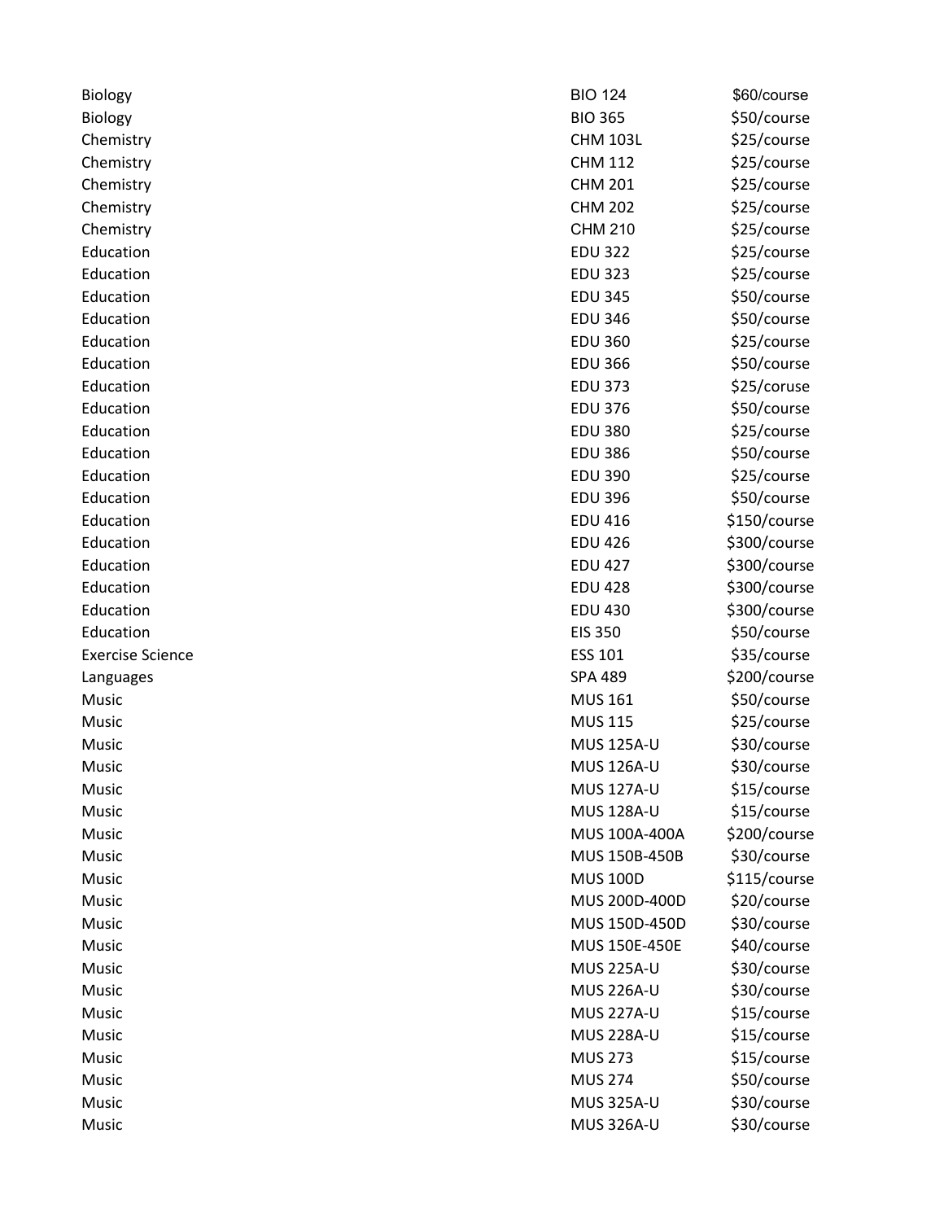| | | |
|---|---|---|
| Biology | BIO 124 | $60/course |
| Biology | BIO 365 | $50/course |
| Chemistry | CHM 103L | $25/course |
| Chemistry | CHM 112 | $25/course |
| Chemistry | CHM 201 | $25/course |
| Chemistry | CHM 202 | $25/course |
| Chemistry | CHM 210 | $25/course |
| Education | EDU 322 | $25/course |
| Education | EDU 323 | $25/course |
| Education | EDU 345 | $50/course |
| Education | EDU 346 | $50/course |
| Education | EDU 360 | $25/course |
| Education | EDU 366 | $50/course |
| Education | EDU 373 | $25/coruse |
| Education | EDU 376 | $50/course |
| Education | EDU 380 | $25/course |
| Education | EDU 386 | $50/course |
| Education | EDU 390 | $25/course |
| Education | EDU 396 | $50/course |
| Education | EDU 416 | $150/course |
| Education | EDU 426 | $300/course |
| Education | EDU 427 | $300/course |
| Education | EDU 428 | $300/course |
| Education | EDU 430 | $300/course |
| Education | EIS 350 | $50/course |
| Exercise Science | ESS 101 | $35/course |
| Languages | SPA 489 | $200/course |
| Music | MUS 161 | $50/course |
| Music | MUS 115 | $25/course |
| Music | MUS 125A-U | $30/course |
| Music | MUS 126A-U | $30/course |
| Music | MUS 127A-U | $15/course |
| Music | MUS 128A-U | $15/course |
| Music | MUS 100A-400A | $200/course |
| Music | MUS 150B-450B | $30/course |
| Music | MUS 100D | $115/course |
| Music | MUS 200D-400D | $20/course |
| Music | MUS 150D-450D | $30/course |
| Music | MUS 150E-450E | $40/course |
| Music | MUS 225A-U | $30/course |
| Music | MUS 226A-U | $30/course |
| Music | MUS 227A-U | $15/course |
| Music | MUS 228A-U | $15/course |
| Music | MUS 273 | $15/course |
| Music | MUS 274 | $50/course |
| Music | MUS 325A-U | $30/course |
| Music | MUS 326A-U | $30/course |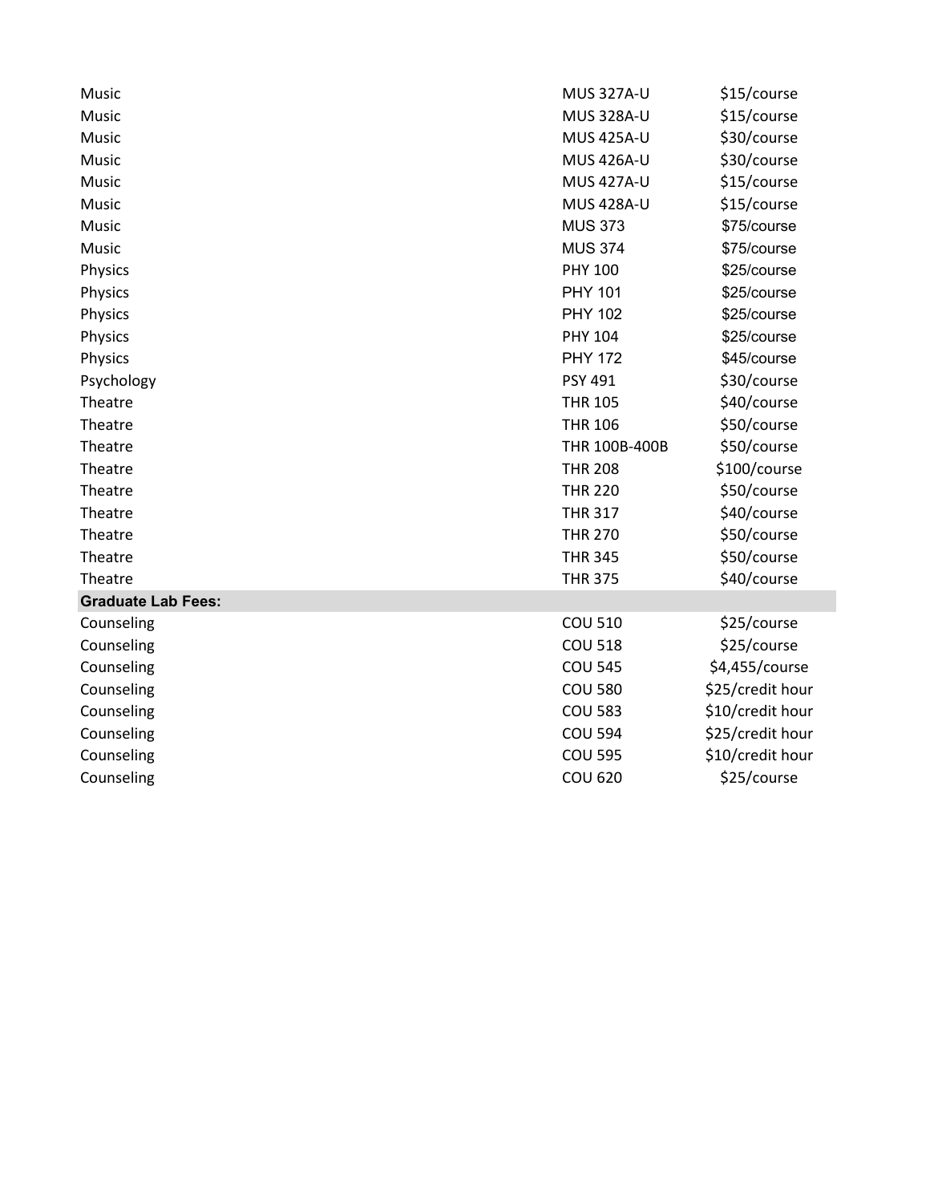| | | |
|---|---|---|
| Music | MUS 327A-U | $15/course |
| Music | MUS 328A-U | $15/course |
| Music | MUS 425A-U | $30/course |
| Music | MUS 426A-U | $30/course |
| Music | MUS 427A-U | $15/course |
| Music | MUS 428A-U | $15/course |
| Music | MUS 373 | $75/course |
| Music | MUS 374 | $75/course |
| Physics | PHY 100 | $25/course |
| Physics | PHY 101 | $25/course |
| Physics | PHY 102 | $25/course |
| Physics | PHY 104 | $25/course |
| Physics | PHY 172 | $45/course |
| Psychology | PSY 491 | $30/course |
| Theatre | THR 105 | $40/course |
| Theatre | THR 106 | $50/course |
| Theatre | THR 100B-400B | $50/course |
| Theatre | THR 208 | $100/course |
| Theatre | THR 220 | $50/course |
| Theatre | THR 317 | $40/course |
| Theatre | THR 270 | $50/course |
| Theatre | THR 345 | $50/course |
| Theatre | THR 375 | $40/course |
| **Graduate Lab Fees:** | | |
| Counseling | COU 510 | $25/course |
| Counseling | COU 518 | $25/course |
| Counseling | COU 545 | $4,455/course |
| Counseling | COU 580 | $25/credit hour |
| Counseling | COU 583 | $10/credit hour |
| Counseling | COU 594 | $25/credit hour |
| Counseling | COU 595 | $10/credit hour |
| Counseling | COU 620 | $25/course |